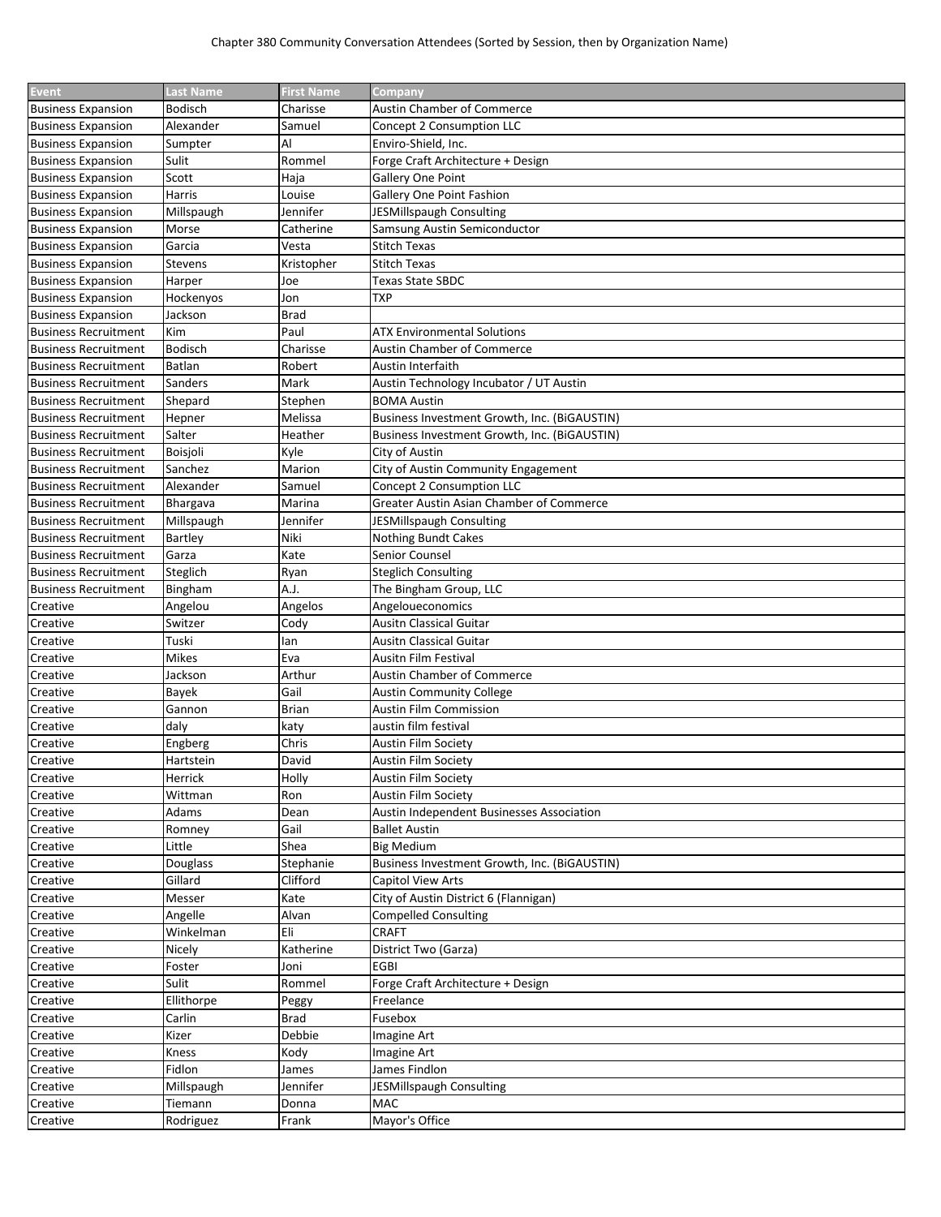Chapter 380 Community Conversation Attendees (Sorted by Session, then by Organization Name)

| Event | Last Name | First Name | Company |
| --- | --- | --- | --- |
| Business Expansion | Bodisch | Charisse | Austin Chamber of Commerce |
| Business Expansion | Alexander | Samuel | Concept 2 Consumption LLC |
| Business Expansion | Sumpter | Al | Enviro-Shield, Inc. |
| Business Expansion | Sulit | Rommel | Forge Craft Architecture + Design |
| Business Expansion | Scott | Haja | Gallery One Point |
| Business Expansion | Harris | Louise | Gallery One Point Fashion |
| Business Expansion | Millspaugh | Jennifer | JESMillspaugh Consulting |
| Business Expansion | Morse | Catherine | Samsung Austin Semiconductor |
| Business Expansion | Garcia | Vesta | Stitch Texas |
| Business Expansion | Stevens | Kristopher | Stitch Texas |
| Business Expansion | Harper | Joe | Texas State SBDC |
| Business Expansion | Hockenyos | Jon | TXP |
| Business Expansion | Jackson | Brad | |
| Business Recruitment | Kim | Paul | ATX Environmental Solutions |
| Business Recruitment | Bodisch | Charisse | Austin Chamber of Commerce |
| Business Recruitment | Batlan | Robert | Austin Interfaith |
| Business Recruitment | Sanders | Mark | Austin Technology Incubator / UT Austin |
| Business Recruitment | Shepard | Stephen | BOMA Austin |
| Business Recruitment | Hepner | Melissa | Business Investment Growth, Inc. (BiGAUSTIN) |
| Business Recruitment | Salter | Heather | Business Investment Growth, Inc. (BiGAUSTIN) |
| Business Recruitment | Boisjoli | Kyle | City of Austin |
| Business Recruitment | Sanchez | Marion | City of Austin Community Engagement |
| Business Recruitment | Alexander | Samuel | Concept 2 Consumption LLC |
| Business Recruitment | Bhargava | Marina | Greater Austin Asian Chamber of Commerce |
| Business Recruitment | Millspaugh | Jennifer | JESMillspaugh Consulting |
| Business Recruitment | Bartley | Niki | Nothing Bundt Cakes |
| Business Recruitment | Garza | Kate | Senior Counsel |
| Business Recruitment | Steglich | Ryan | Steglich Consulting |
| Business Recruitment | Bingham | A.J. | The Bingham Group, LLC |
| Creative | Angelou | Angelos | Angeloueconomics |
| Creative | Switzer | Cody | Ausitn Classical Guitar |
| Creative | Tuski | Ian | Ausitn Classical Guitar |
| Creative | Mikes | Eva | Ausitn Film Festival |
| Creative | Jackson | Arthur | Austin Chamber of Commerce |
| Creative | Bayek | Gail | Austin Community College |
| Creative | Gannon | Brian | Austin Film Commission |
| Creative | daly | katy | austin film festival |
| Creative | Engberg | Chris | Austin Film Society |
| Creative | Hartstein | David | Austin Film Society |
| Creative | Herrick | Holly | Austin Film Society |
| Creative | Wittman | Ron | Austin Film Society |
| Creative | Adams | Dean | Austin Independent Businesses Association |
| Creative | Romney | Gail | Ballet Austin |
| Creative | Little | Shea | Big Medium |
| Creative | Douglass | Stephanie | Business Investment Growth, Inc. (BiGAUSTIN) |
| Creative | Gillard | Clifford | Capitol View Arts |
| Creative | Messer | Kate | City of Austin District 6 (Flannigan) |
| Creative | Angelle | Alvan | Compelled Consulting |
| Creative | Winkelman | Eli | CRAFT |
| Creative | Nicely | Katherine | District Two (Garza) |
| Creative | Foster | Joni | EGBI |
| Creative | Sulit | Rommel | Forge Craft Architecture + Design |
| Creative | Ellithorpe | Peggy | Freelance |
| Creative | Carlin | Brad | Fusebox |
| Creative | Kizer | Debbie | Imagine Art |
| Creative | Kness | Kody | Imagine Art |
| Creative | Fidlon | James | James Findlon |
| Creative | Millspaugh | Jennifer | JESMillspaugh Consulting |
| Creative | Tiemann | Donna | MAC |
| Creative | Rodriguez | Frank | Mayor's Office |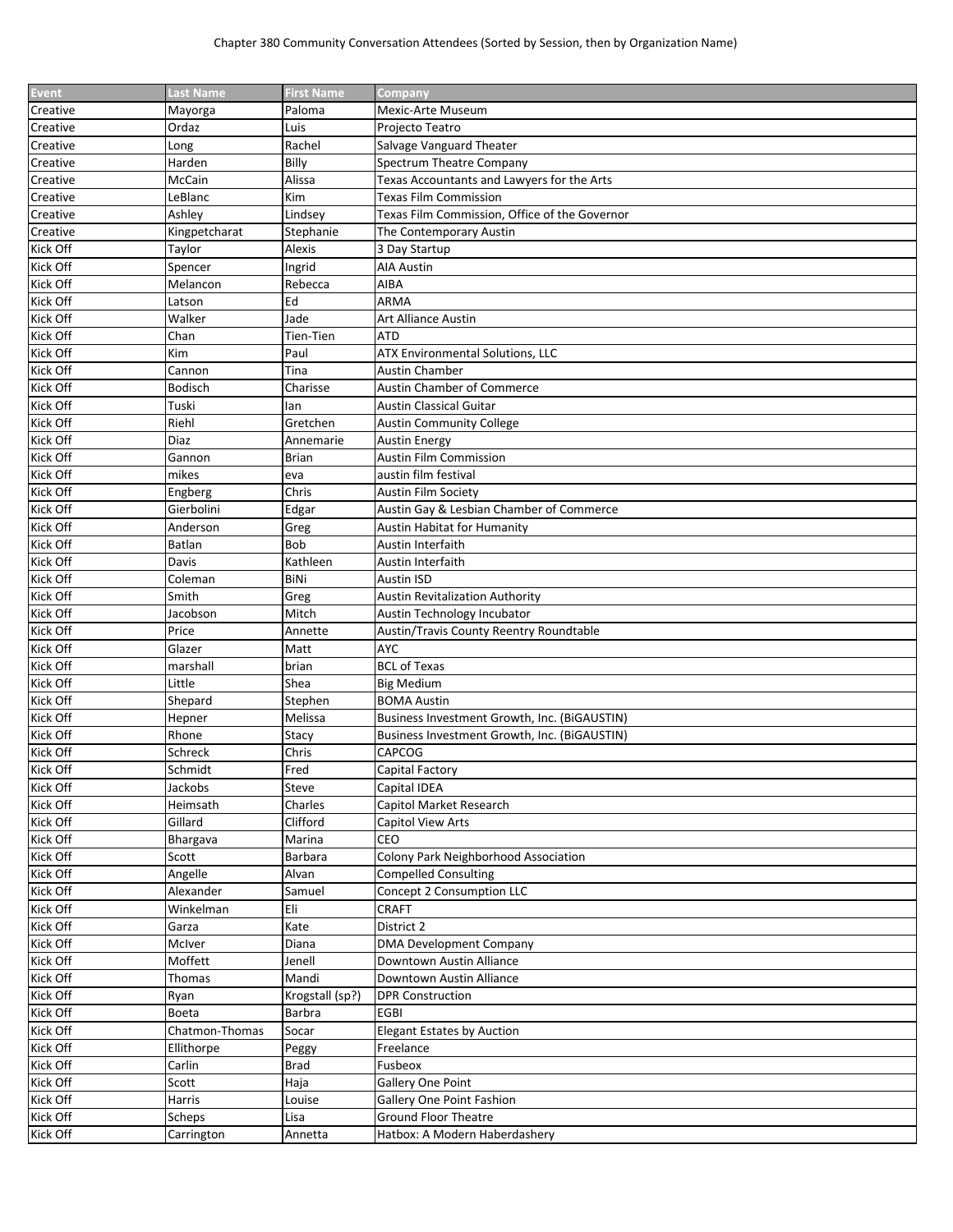Chapter 380 Community Conversation Attendees (Sorted by Session, then by Organization Name)

| Event | Last Name | First Name | Company |
|---|---|---|---|
| Creative | Mayorga | Paloma | Mexic-Arte Museum |
| Creative | Ordaz | Luis | Projecto Teatro |
| Creative | Long | Rachel | Salvage Vanguard Theater |
| Creative | Harden | Billy | Spectrum Theatre Company |
| Creative | McCain | Alissa | Texas Accountants and Lawyers for the Arts |
| Creative | LeBlanc | Kim | Texas Film Commission |
| Creative | Ashley | Lindsey | Texas Film Commission, Office of the Governor |
| Creative | Kingpetcharat | Stephanie | The Contemporary Austin |
| Kick Off | Taylor | Alexis | 3 Day Startup |
| Kick Off | Spencer | Ingrid | AIA Austin |
| Kick Off | Melancon | Rebecca | AIBA |
| Kick Off | Latson | Ed | ARMA |
| Kick Off | Walker | Jade | Art Alliance Austin |
| Kick Off | Chan | Tien-Tien | ATD |
| Kick Off | Kim | Paul | ATX Environmental Solutions, LLC |
| Kick Off | Cannon | Tina | Austin Chamber |
| Kick Off | Bodisch | Charisse | Austin Chamber of Commerce |
| Kick Off | Tuski | Ian | Austin Classical Guitar |
| Kick Off | Riehl | Gretchen | Austin Community College |
| Kick Off | Diaz | Annemarie | Austin Energy |
| Kick Off | Gannon | Brian | Austin Film Commission |
| Kick Off | mikes | eva | austin film festival |
| Kick Off | Engberg | Chris | Austin Film Society |
| Kick Off | Gierbolini | Edgar | Austin Gay & Lesbian Chamber of Commerce |
| Kick Off | Anderson | Greg | Austin Habitat for Humanity |
| Kick Off | Batlan | Bob | Austin Interfaith |
| Kick Off | Davis | Kathleen | Austin Interfaith |
| Kick Off | Coleman | BiNi | Austin ISD |
| Kick Off | Smith | Greg | Austin Revitalization Authority |
| Kick Off | Jacobson | Mitch | Austin Technology Incubator |
| Kick Off | Price | Annette | Austin/Travis County Reentry Roundtable |
| Kick Off | Glazer | Matt | AYC |
| Kick Off | marshall | brian | BCL of Texas |
| Kick Off | Little | Shea | Big Medium |
| Kick Off | Shepard | Stephen | BOMA Austin |
| Kick Off | Hepner | Melissa | Business Investment Growth, Inc. (BiGAUSTIN) |
| Kick Off | Rhone | Stacy | Business Investment Growth, Inc. (BiGAUSTIN) |
| Kick Off | Schreck | Chris | CAPCOG |
| Kick Off | Schmidt | Fred | Capital Factory |
| Kick Off | Jackobs | Steve | Capital IDEA |
| Kick Off | Heimsath | Charles | Capitol Market Research |
| Kick Off | Gillard | Clifford | Capitol View Arts |
| Kick Off | Bhargava | Marina | CEO |
| Kick Off | Scott | Barbara | Colony Park Neighborhood Association |
| Kick Off | Angelle | Alvan | Compelled Consulting |
| Kick Off | Alexander | Samuel | Concept 2 Consumption LLC |
| Kick Off | Winkelman | Eli | CRAFT |
| Kick Off | Garza | Kate | District 2 |
| Kick Off | McIver | Diana | DMA Development Company |
| Kick Off | Moffett | Jenell | Downtown Austin Alliance |
| Kick Off | Thomas | Mandi | Downtown Austin Alliance |
| Kick Off | Ryan | Krogstall (sp?) | DPR Construction |
| Kick Off | Boeta | Barbra | EGBI |
| Kick Off | Chatmon-Thomas | Socar | Elegant Estates by Auction |
| Kick Off | Ellithorpe | Peggy | Freelance |
| Kick Off | Carlin | Brad | Fusbeox |
| Kick Off | Scott | Haja | Gallery One Point |
| Kick Off | Harris | Louise | Gallery One Point Fashion |
| Kick Off | Scheps | Lisa | Ground Floor Theatre |
| Kick Off | Carrington | Annetta | Hatbox: A Modern Haberdashery |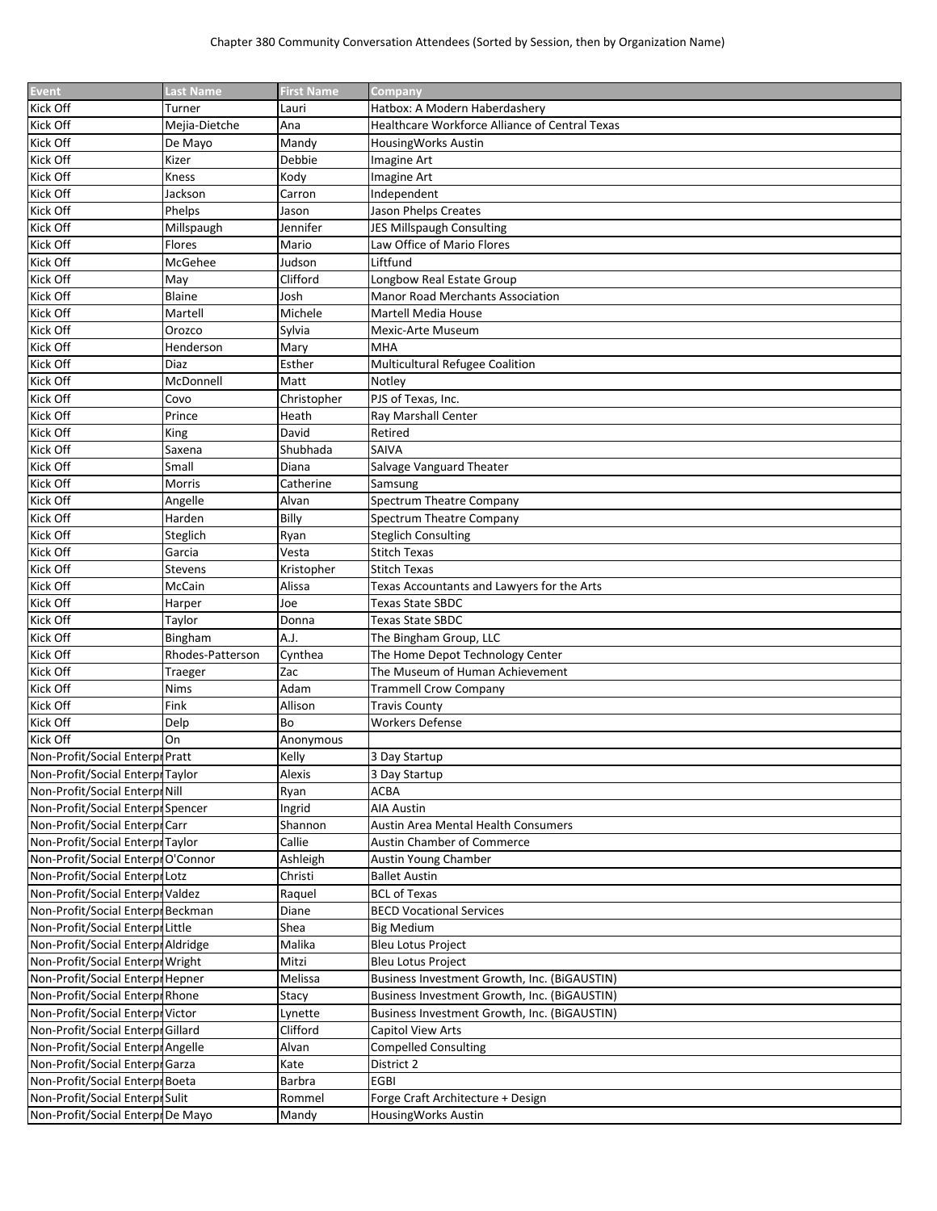Chapter 380 Community Conversation Attendees (Sorted by Session, then by Organization Name)

| Event | Last Name | First Name | Company |
|---|---|---|---|
| Kick Off | Turner | Lauri | Hatbox: A Modern Haberdashery |
| Kick Off | Mejia-Dietche | Ana | Healthcare Workforce Alliance of Central Texas |
| Kick Off | De Mayo | Mandy | HousingWorks Austin |
| Kick Off | Kizer | Debbie | Imagine Art |
| Kick Off | Kness | Kody | Imagine Art |
| Kick Off | Jackson | Carron | Independent |
| Kick Off | Phelps | Jason | Jason Phelps Creates |
| Kick Off | Millspaugh | Jennifer | JES Millspaugh Consulting |
| Kick Off | Flores | Mario | Law Office of Mario Flores |
| Kick Off | McGehee | Judson | Liftfund |
| Kick Off | May | Clifford | Longbow Real Estate Group |
| Kick Off | Blaine | Josh | Manor Road Merchants Association |
| Kick Off | Martell | Michele | Martell Media House |
| Kick Off | Orozco | Sylvia | Mexic-Arte Museum |
| Kick Off | Henderson | Mary | MHA |
| Kick Off | Diaz | Esther | Multicultural Refugee Coalition |
| Kick Off | McDonnell | Matt | Notley |
| Kick Off | Covo | Christopher | PJS of Texas, Inc. |
| Kick Off | Prince | Heath | Ray Marshall Center |
| Kick Off | King | David | Retired |
| Kick Off | Saxena | Shubhada | SAIVA |
| Kick Off | Small | Diana | Salvage Vanguard Theater |
| Kick Off | Morris | Catherine | Samsung |
| Kick Off | Angelle | Alvan | Spectrum Theatre Company |
| Kick Off | Harden | Billy | Spectrum Theatre Company |
| Kick Off | Steglich | Ryan | Steglich Consulting |
| Kick Off | Garcia | Vesta | Stitch Texas |
| Kick Off | Stevens | Kristopher | Stitch Texas |
| Kick Off | McCain | Alissa | Texas Accountants and Lawyers for the Arts |
| Kick Off | Harper | Joe | Texas State SBDC |
| Kick Off | Taylor | Donna | Texas State SBDC |
| Kick Off | Bingham | A.J. | The Bingham Group, LLC |
| Kick Off | Rhodes-Patterson | Cynthea | The Home Depot Technology Center |
| Kick Off | Traeger | Zac | The Museum of Human Achievement |
| Kick Off | Nims | Adam | Trammell Crow Company |
| Kick Off | Fink | Allison | Travis County |
| Kick Off | Delp | Bo | Workers Defense |
| Kick Off | On | Anonymous | |
| Non-Profit/Social Enterpr | Pratt | Kelly | 3 Day Startup |
| Non-Profit/Social Enterpr | Taylor | Alexis | 3 Day Startup |
| Non-Profit/Social Enterpr | Nill | Ryan | ACBA |
| Non-Profit/Social Enterpr | Spencer | Ingrid | AIA Austin |
| Non-Profit/Social Enterpr | Carr | Shannon | Austin Area Mental Health Consumers |
| Non-Profit/Social Enterpr | Taylor | Callie | Austin Chamber of Commerce |
| Non-Profit/Social Enterpr | O'Connor | Ashleigh | Austin Young Chamber |
| Non-Profit/Social Enterpr | Lotz | Christi | Ballet Austin |
| Non-Profit/Social Enterpr | Valdez | Raquel | BCL of Texas |
| Non-Profit/Social Enterpr | Beckman | Diane | BECD Vocational Services |
| Non-Profit/Social Enterpr | Little | Shea | Big Medium |
| Non-Profit/Social Enterpr | Aldridge | Malika | Bleu Lotus Project |
| Non-Profit/Social Enterpr | Wright | Mitzi | Bleu Lotus Project |
| Non-Profit/Social Enterpr | Hepner | Melissa | Business Investment Growth, Inc. (BiGAUSTIN) |
| Non-Profit/Social Enterpr | Rhone | Stacy | Business Investment Growth, Inc. (BiGAUSTIN) |
| Non-Profit/Social Enterpr | Victor | Lynette | Business Investment Growth, Inc. (BiGAUSTIN) |
| Non-Profit/Social Enterpr | Gillard | Clifford | Capitol View Arts |
| Non-Profit/Social Enterpr | Angelle | Alvan | Compelled Consulting |
| Non-Profit/Social Enterpr | Garza | Kate | District 2 |
| Non-Profit/Social Enterpr | Boeta | Barbra | EGBI |
| Non-Profit/Social Enterpr | Sulit | Rommel | Forge Craft Architecture + Design |
| Non-Profit/Social Enterpr | De Mayo | Mandy | HousingWorks Austin |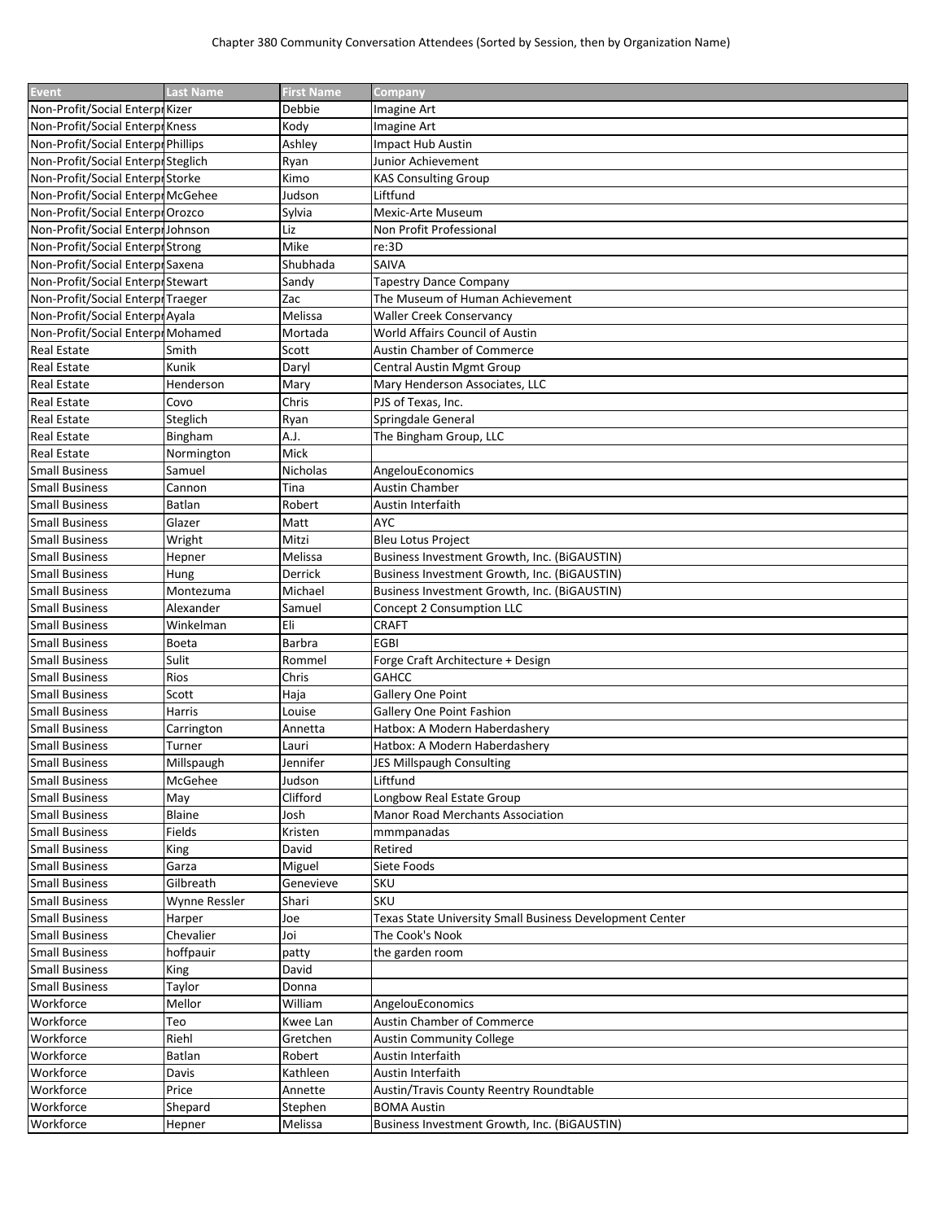Chapter 380 Community Conversation Attendees (Sorted by Session, then by Organization Name)

| Event | Last Name | First Name | Company |
|---|---|---|---|
| Non-Profit/Social Enterpr | Kizer | Debbie | Imagine Art |
| Non-Profit/Social Enterpr | Kness | Kody | Imagine Art |
| Non-Profit/Social Enterpr | Phillips | Ashley | Impact Hub Austin |
| Non-Profit/Social Enterpr | Steglich | Ryan | Junior Achievement |
| Non-Profit/Social Enterpr | Storke | Kimo | KAS Consulting Group |
| Non-Profit/Social Enterpr | McGehee | Judson | Liftfund |
| Non-Profit/Social Enterpr | Orozco | Sylvia | Mexic-Arte Museum |
| Non-Profit/Social Enterpr | Johnson | Liz | Non Profit Professional |
| Non-Profit/Social Enterpr | Strong | Mike | re:3D |
| Non-Profit/Social Enterpr | Saxena | Shubhada | SAIVA |
| Non-Profit/Social Enterpr | Stewart | Sandy | Tapestry Dance Company |
| Non-Profit/Social Enterpr | Traeger | Zac | The Museum of Human Achievement |
| Non-Profit/Social Enterpr | Ayala | Melissa | Waller Creek Conservancy |
| Non-Profit/Social Enterpr | Mohamed | Mortada | World Affairs Council of Austin |
| Real Estate | Smith | Scott | Austin Chamber of Commerce |
| Real Estate | Kunik | Daryl | Central Austin Mgmt Group |
| Real Estate | Henderson | Mary | Mary Henderson Associates, LLC |
| Real Estate | Covo | Chris | PJS of Texas, Inc. |
| Real Estate | Steglich | Ryan | Springdale General |
| Real Estate | Bingham | A.J. | The Bingham Group, LLC |
| Real Estate | Normington | Mick | |
| Small Business | Samuel | Nicholas | AngelouEconomics |
| Small Business | Cannon | Tina | Austin Chamber |
| Small Business | Batlan | Robert | Austin Interfaith |
| Small Business | Glazer | Matt | AYC |
| Small Business | Wright | Mitzi | Bleu Lotus Project |
| Small Business | Hepner | Melissa | Business Investment Growth, Inc. (BiGAUSTIN) |
| Small Business | Hung | Derrick | Business Investment Growth, Inc. (BiGAUSTIN) |
| Small Business | Montezuma | Michael | Business Investment Growth, Inc. (BiGAUSTIN) |
| Small Business | Alexander | Samuel | Concept 2 Consumption LLC |
| Small Business | Winkelman | Eli | CRAFT |
| Small Business | Boeta | Barbra | EGBI |
| Small Business | Sulit | Rommel | Forge Craft Architecture + Design |
| Small Business | Rios | Chris | GAHCC |
| Small Business | Scott | Haja | Gallery One Point |
| Small Business | Harris | Louise | Gallery One Point Fashion |
| Small Business | Carrington | Annetta | Hatbox: A Modern Haberdashery |
| Small Business | Turner | Lauri | Hatbox: A Modern Haberdashery |
| Small Business | Millspaugh | Jennifer | JES Millspaugh Consulting |
| Small Business | McGehee | Judson | Liftfund |
| Small Business | May | Clifford | Longbow Real Estate Group |
| Small Business | Blaine | Josh | Manor Road Merchants Association |
| Small Business | Fields | Kristen | mmmpanadas |
| Small Business | King | David | Retired |
| Small Business | Garza | Miguel | Siete Foods |
| Small Business | Gilbreath | Genevieve | SKU |
| Small Business | Wynne Ressler | Shari | SKU |
| Small Business | Harper | Joe | Texas State University Small Business Development Center |
| Small Business | Chevalier | Joi | The Cook's Nook |
| Small Business | hoffpauir | patty | the garden room |
| Small Business | King | David | |
| Small Business | Taylor | Donna | |
| Workforce | Mellor | William | AngelouEconomics |
| Workforce | Teo | Kwee Lan | Austin Chamber of Commerce |
| Workforce | Riehl | Gretchen | Austin Community College |
| Workforce | Batlan | Robert | Austin Interfaith |
| Workforce | Davis | Kathleen | Austin Interfaith |
| Workforce | Price | Annette | Austin/Travis County Reentry Roundtable |
| Workforce | Shepard | Stephen | BOMA Austin |
| Workforce | Hepner | Melissa | Business Investment Growth, Inc. (BiGAUSTIN) |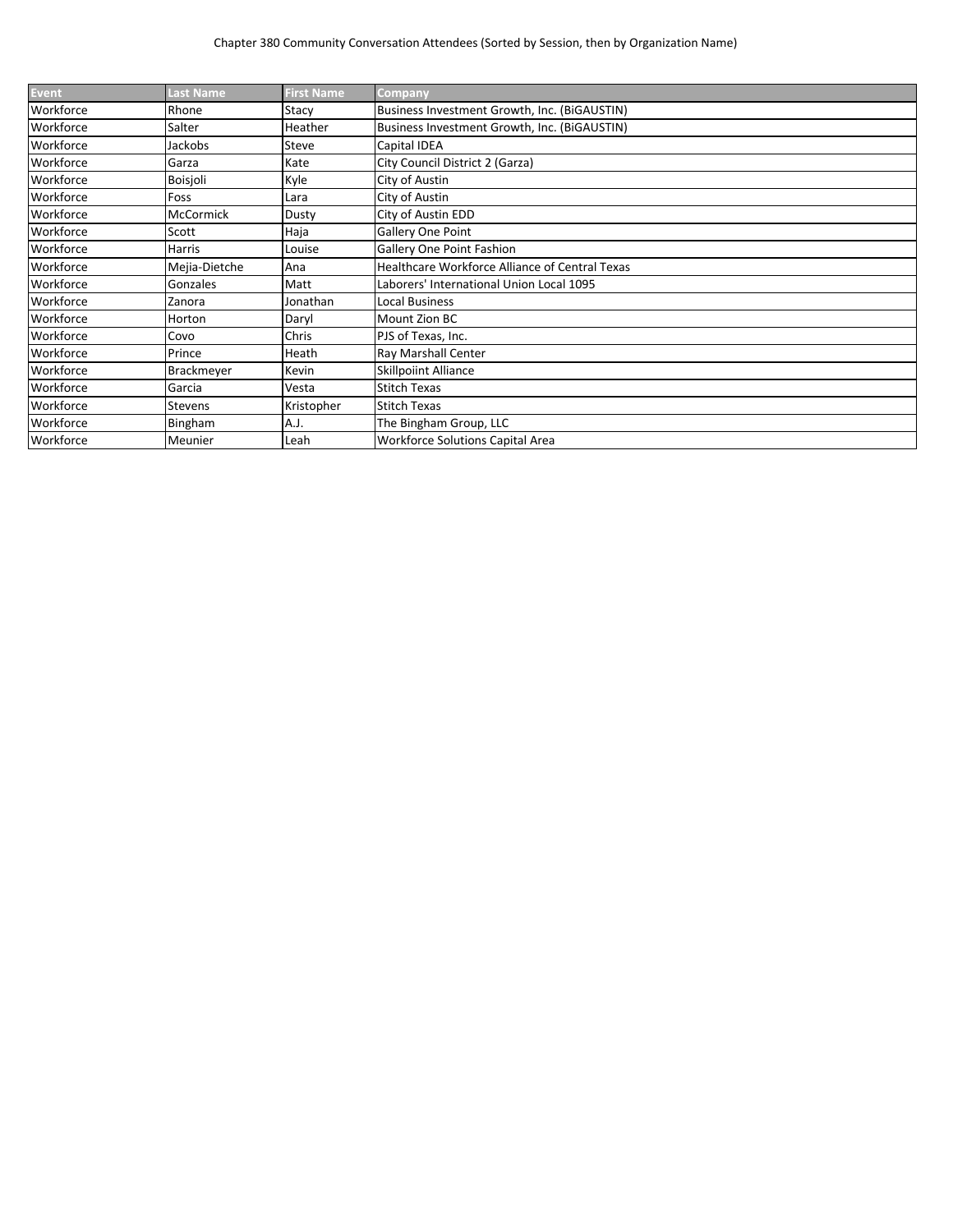Chapter 380 Community Conversation Attendees (Sorted by Session, then by Organization Name)

| Event | Last Name | First Name | Company |
|---|---|---|---|
| Workforce | Rhone | Stacy | Business Investment Growth, Inc. (BiGAUSTIN) |
| Workforce | Salter | Heather | Business Investment Growth, Inc. (BiGAUSTIN) |
| Workforce | Jackobs | Steve | Capital IDEA |
| Workforce | Garza | Kate | City Council District 2 (Garza) |
| Workforce | Boisjoli | Kyle | City of Austin |
| Workforce | Foss | Lara | City of Austin |
| Workforce | McCormick | Dusty | City of Austin EDD |
| Workforce | Scott | Haja | Gallery One Point |
| Workforce | Harris | Louise | Gallery One Point Fashion |
| Workforce | Mejia-Dietche | Ana | Healthcare Workforce Alliance of Central Texas |
| Workforce | Gonzales | Matt | Laborers' International Union Local 1095 |
| Workforce | Zanora | Jonathan | Local Business |
| Workforce | Horton | Daryl | Mount Zion BC |
| Workforce | Covo | Chris | PJS of Texas, Inc. |
| Workforce | Prince | Heath | Ray Marshall Center |
| Workforce | Brackmeyer | Kevin | Skillpoiint Alliance |
| Workforce | Garcia | Vesta | Stitch Texas |
| Workforce | Stevens | Kristopher | Stitch Texas |
| Workforce | Bingham | A.J. | The Bingham Group, LLC |
| Workforce | Meunier | Leah | Workforce Solutions Capital Area |